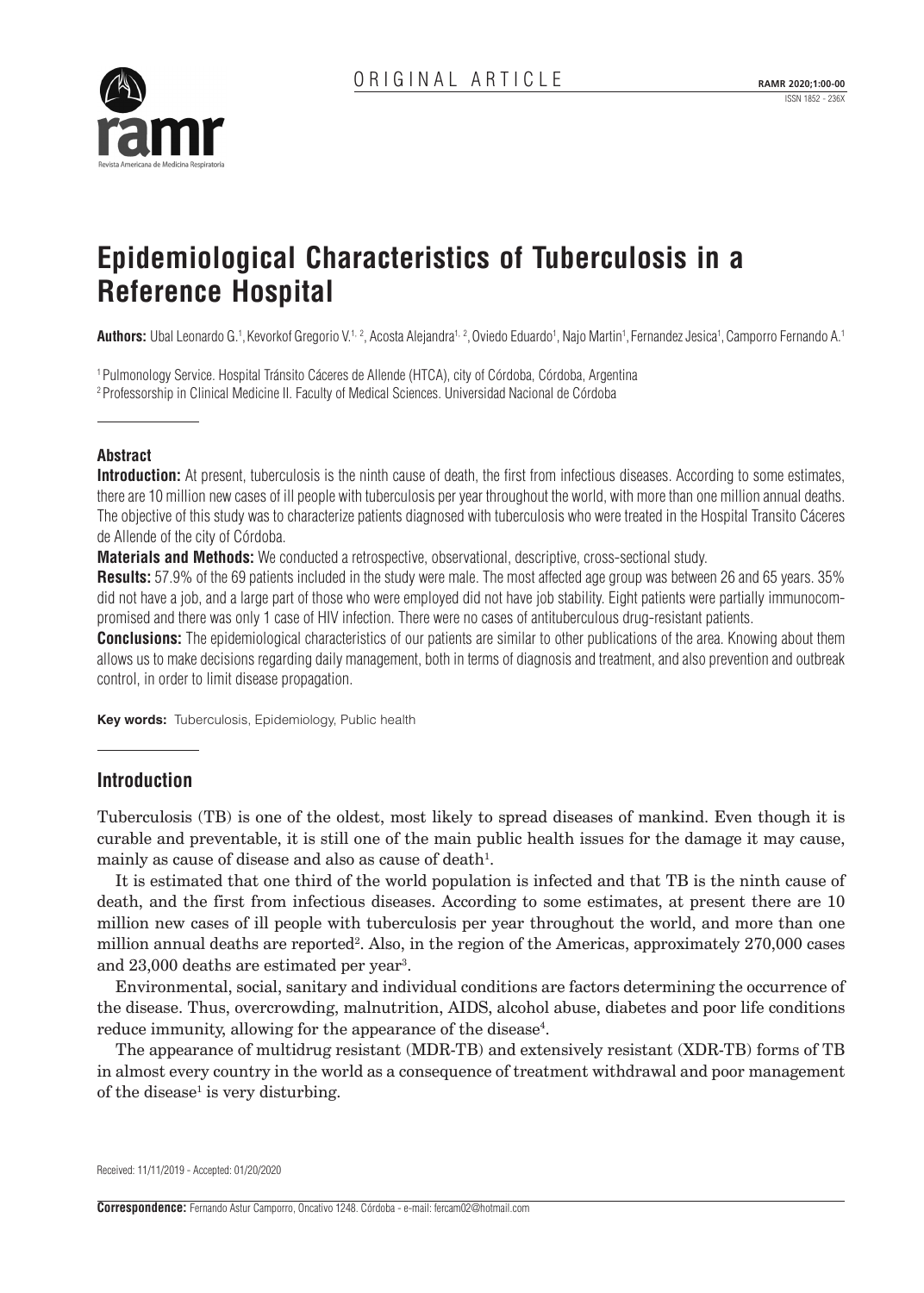ORIGINAL ARTICLE

# Epidemiological Characteristics of Tuberculosis in a Reference Hospital

**Authors:** Ubal Leonardo G.[1], Kevorkof Gregorio V.[1, 2], Acosta Alejandra[1, 2], Oviedo Eduardo[1], Najo Martin[1], Fernandez Jesica[1], Camporro Fernando A.[1]

[1] Pulmonology Service. Hospital Tránsito Cáceres de Allende (HTCA), city of Córdoba, Córdoba, Argentina
[2] Professorship in Clinical Medicine II. Faculty of Medical Sciences. Universidad Nacional de Córdoba

### Abstract

**Introduction:** At present, tuberculosis is the ninth cause of death, the first from infectious diseases. According to some estimates, there are 10 million new cases of ill people with tuberculosis per year throughout the world, with more than one million annual deaths. The objective of this study was to characterize patients diagnosed with tuberculosis who were treated in the Hospital Transito Cáceres de Allende of the city of Córdoba.

**Materials and Methods:** We conducted a retrospective, observational, descriptive, cross-sectional study.

**Results:** 57.9% of the 69 patients included in the study were male. The most affected age group was between 26 and 65 years. 35% did not have a job, and a large part of those who were employed did not have job stability. Eight patients were partially immunocompromised and there was only 1 case of HIV infection. There were no cases of antituberculous drug-resistant patients.

**Conclusions:** The epidemiological characteristics of our patients are similar to other publications of the area. Knowing about them allows us to make decisions regarding daily management, both in terms of diagnosis and treatment, and also prevention and outbreak control, in order to limit disease propagation.

**Key words:** Tuberculosis, Epidemiology, Public health

## Introduction

Tuberculosis (TB) is one of the oldest, most likely to spread diseases of mankind. Even though it is curable and preventable, it is still one of the main public health issues for the damage it may cause, mainly as cause of disease and also as cause of death[1].

It is estimated that one third of the world population is infected and that TB is the ninth cause of death, and the first from infectious diseases. According to some estimates, at present there are 10 million new cases of ill people with tuberculosis per year throughout the world, and more than one million annual deaths are reported[2]. Also, in the region of the Americas, approximately 270,000 cases and 23,000 deaths are estimated per year[3].

Environmental, social, sanitary and individual conditions are factors determining the occurrence of the disease. Thus, overcrowding, malnutrition, AIDS, alcohol abuse, diabetes and poor life conditions reduce immunity, allowing for the appearance of the disease[4].

The appearance of multidrug resistant (MDR-TB) and extensively resistant (XDR-TB) forms of TB in almost every country in the world as a consequence of treatment withdrawal and poor management of the disease[1] is very disturbing.

Received: 11/11/2019 - Accepted: 01/20/2020

**Correspondence:** Fernando Astur Camporro, Oncativo 1248. Córdoba - e-mail: fercam02@hotmail.com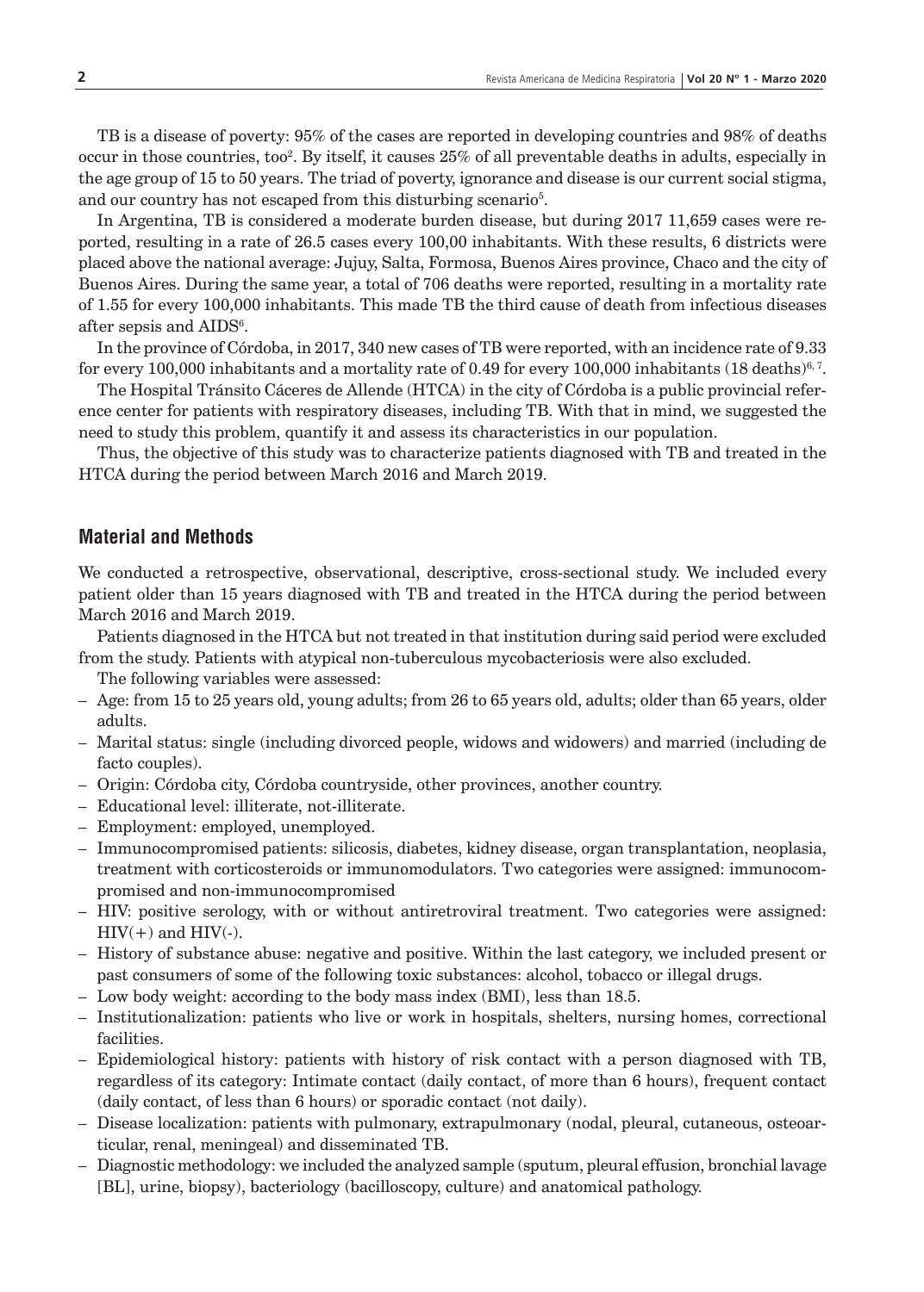TB is a disease of poverty: 95% of the cases are reported in developing countries and 98% of deaths occur in those countries, too[2]. By itself, it causes 25% of all preventable deaths in adults, especially in the age group of 15 to 50 years. The triad of poverty, ignorance and disease is our current social stigma, and our country has not escaped from this disturbing scenario[5].

In Argentina, TB is considered a moderate burden disease, but during 2017 11,659 cases were reported, resulting in a rate of 26.5 cases every 100,00 inhabitants. With these results, 6 districts were placed above the national average: Jujuy, Salta, Formosa, Buenos Aires province, Chaco and the city of Buenos Aires. During the same year, a total of 706 deaths were reported, resulting in a mortality rate of 1.55 for every 100,000 inhabitants. This made TB the third cause of death from infectious diseases after sepsis and AIDS[6].

In the province of Córdoba, in 2017, 340 new cases of TB were reported, with an incidence rate of 9.33 for every 100,000 inhabitants and a mortality rate of 0.49 for every 100,000 inhabitants (18 deaths)[6, 7].

The Hospital Tránsito Cáceres de Allende (HTCA) in the city of Córdoba is a public provincial reference center for patients with respiratory diseases, including TB. With that in mind, we suggested the need to study this problem, quantify it and assess its characteristics in our population.

Thus, the objective of this study was to characterize patients diagnosed with TB and treated in the HTCA during the period between March 2016 and March 2019.

## Material and Methods

We conducted a retrospective, observational, descriptive, cross-sectional study. We included every patient older than 15 years diagnosed with TB and treated in the HTCA during the period between March 2016 and March 2019.

Patients diagnosed in the HTCA but not treated in that institution during said period were excluded from the study. Patients with atypical non-tuberculous mycobacteriosis were also excluded.

The following variables were assessed:

- Age: from 15 to 25 years old, young adults; from 26 to 65 years old, adults; older than 65 years, older adults.
- Marital status: single (including divorced people, widows and widowers) and married (including de facto couples).
- Origin: Córdoba city, Córdoba countryside, other provinces, another country.
- Educational level: illiterate, not-illiterate.
- Employment: employed, unemployed.
- Immunocompromised patients: silicosis, diabetes, kidney disease, organ transplantation, neoplasia, treatment with corticosteroids or immunomodulators. Two categories were assigned: immunocompromised and non-immunocompromised
- HIV: positive serology, with or without antiretroviral treatment. Two categories were assigned: HIV(+) and HIV(-).
- History of substance abuse: negative and positive. Within the last category, we included present or past consumers of some of the following toxic substances: alcohol, tobacco or illegal drugs.
- Low body weight: according to the body mass index (BMI), less than 18.5.
- Institutionalization: patients who live or work in hospitals, shelters, nursing homes, correctional facilities.
- Epidemiological history: patients with history of risk contact with a person diagnosed with TB, regardless of its category: Intimate contact (daily contact, of more than 6 hours), frequent contact (daily contact, of less than 6 hours) or sporadic contact (not daily).
- Disease localization: patients with pulmonary, extrapulmonary (nodal, pleural, cutaneous, osteoarticular, renal, meningeal) and disseminated TB.
- Diagnostic methodology: we included the analyzed sample (sputum, pleural effusion, bronchial lavage [BL], urine, biopsy), bacteriology (bacilloscopy, culture) and anatomical pathology.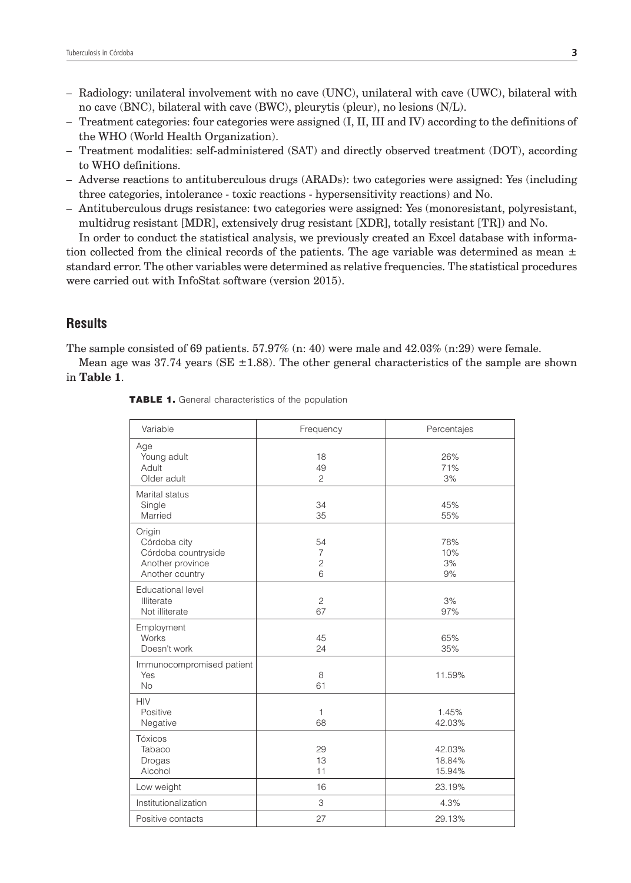- Radiology: unilateral involvement with no cave (UNC), unilateral with cave (UWC), bilateral with no cave (BNC), bilateral with cave (BWC), pleurytis (pleur), no lesions (N/L).
- Treatment categories: four categories were assigned (I, II, III and IV) according to the definitions of the WHO (World Health Organization).
- Treatment modalities: self-administered (SAT) and directly observed treatment (DOT), according to WHO definitions.
- Adverse reactions to antituberculous drugs (ARADs): two categories were assigned: Yes (including three categories, intolerance - toxic reactions - hypersensitivity reactions) and No.
- Antituberculous drugs resistance: two categories were assigned: Yes (monoresistant, polyresistant, multidrug resistant [MDR], extensively drug resistant [XDR], totally resistant [TR]) and No.

In order to conduct the statistical analysis, we previously created an Excel database with information collected from the clinical records of the patients. The age variable was determined as mean ± standard error. The other variables were determined as relative frequencies. The statistical procedures were carried out with InfoStat software (version 2015).

## Results

The sample consisted of 69 patients. 57.97% (n: 40) were male and 42.03% (n:29) were female.

Mean age was 37.74 years (SE ±1.88). The other general characteristics of the sample are shown in **Table 1**.

**TABLE 1.** General characteristics of the population

| Variable | Frequency | Percentajes |
|---|---|---|
| Age | | |
| Young adult | 18 | 26% |
| Adult | 49 | 71% |
| Older adult | 2 | 3% |
| Marital status | | |
| Single | 34 | 45% |
| Married | 35 | 55% |
| Origin | | |
| Córdoba city | 54 | 78% |
| Córdoba countryside | 7 | 10% |
| Another province | 2 | 3% |
| Another country | 6 | 9% |
| Educational level | | |
| Illiterate | 2 | 3% |
| Not illiterate | 67 | 97% |
| Employment | | |
| Works | 45 | 65% |
| Doesn't work | 24 | 35% |
| Immunocompromised patient | | |
| Yes | 8 | 11.59% |
| No | 61 | |
| HIV | | |
| Positive | 1 | 1.45% |
| Negative | 68 | 42.03% |
| Tóxicos | | |
| Tabaco | 29 | 42.03% |
| Drogas | 13 | 18.84% |
| Alcohol | 11 | 15.94% |
| Low weight | 16 | 23.19% |
| Institutionalization | 3 | 4.3% |
| Positive contacts | 27 | 29.13% |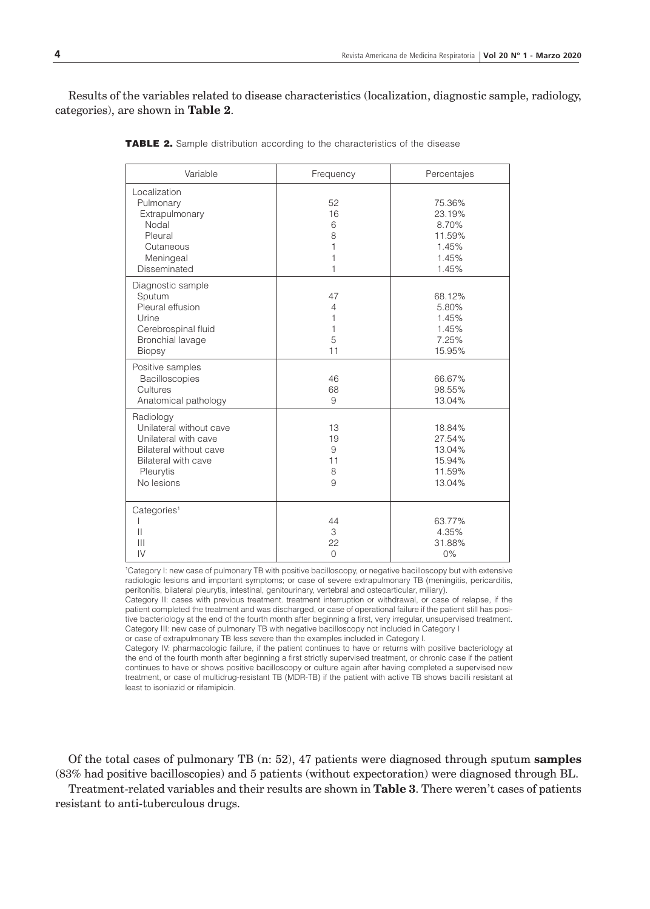Results of the variables related to disease characteristics (localization, diagnostic sample, radiology, categories), are shown in **Table 2**.

**TABLE 2.** Sample distribution according to the characteristics of the disease

| Variable | Frequency | Percentajes |
|---|---|---|
| Localization | | |
| Pulmonary | 52 | 75.36% |
| Extrapulmonary | 16 | 23.19% |
| Nodal | 6 | 8.70% |
| Pleural | 8 | 11.59% |
| Cutaneous | 1 | 1.45% |
| Meningeal | 1 | 1.45% |
| Disseminated | 1 | 1.45% |
| Diagnostic sample | | |
| Sputum | 47 | 68.12% |
| Pleural effusion | 4 | 5.80% |
| Urine | 1 | 1.45% |
| Cerebrospinal fluid | 1 | 1.45% |
| Bronchial lavage | 5 | 7.25% |
| Biopsy | 11 | 15.95% |
| Positive samples | | |
| Bacilloscopies | 46 | 66.67% |
| Cultures | 68 | 98.55% |
| Anatomical pathology | 9 | 13.04% |
| Radiology | | |
| Unilateral without cave | 13 | 18.84% |
| Unilateral with cave | 19 | 27.54% |
| Bilateral without cave | 9 | 13.04% |
| Bilateral with cave | 11 | 15.94% |
| Pleurytis | 8 | 11.59% |
| No lesions | 9 | 13.04% |
| Categories[1] | | |
| I | 44 | 63.77% |
| II | 3 | 4.35% |
| III | 22 | 31.88% |
| IV | 0 | 0% |

[1]Category I: new case of pulmonary TB with positive bacilloscopy, or negative bacilloscopy but with extensive radiologic lesions and important symptoms; or case of severe extrapulmonary TB (meningitis, pericarditis, peritonitis, bilateral pleurytis, intestinal, genitourinary, vertebral and osteoarticular, miliary).
Category II: cases with previous treatment. treatment interruption or withdrawal, or case of relapse, if the patient completed the treatment and was discharged, or case of operational failure if the patient still has positive bacteriology at the end of the fourth month after beginning a first, very irregular, unsupervised treatment.
Category III: new case of pulmonary TB with negative bacilloscopy not included in Category I
or case of extrapulmonary TB less severe than the examples included in Category I.
Category IV: pharmacologic failure, if the patient continues to have or returns with positive bacteriology at the end of the fourth month after beginning a first strictly supervised treatment, or chronic case if the patient continues to have or shows positive bacilloscopy or culture again after having completed a supervised new treatment, or case of multidrug-resistant TB (MDR-TB) if the patient with active TB shows bacilli resistant at least to isoniazid or rifamipicin.

Of the total cases of pulmonary TB (n: 52), 47 patients were diagnosed through sputum **samples** (83% had positive bacilloscopies) and 5 patients (without expectoration) were diagnosed through BL.

Treatment-related variables and their results are shown in **Table 3**. There weren't cases of patients resistant to anti-tuberculous drugs.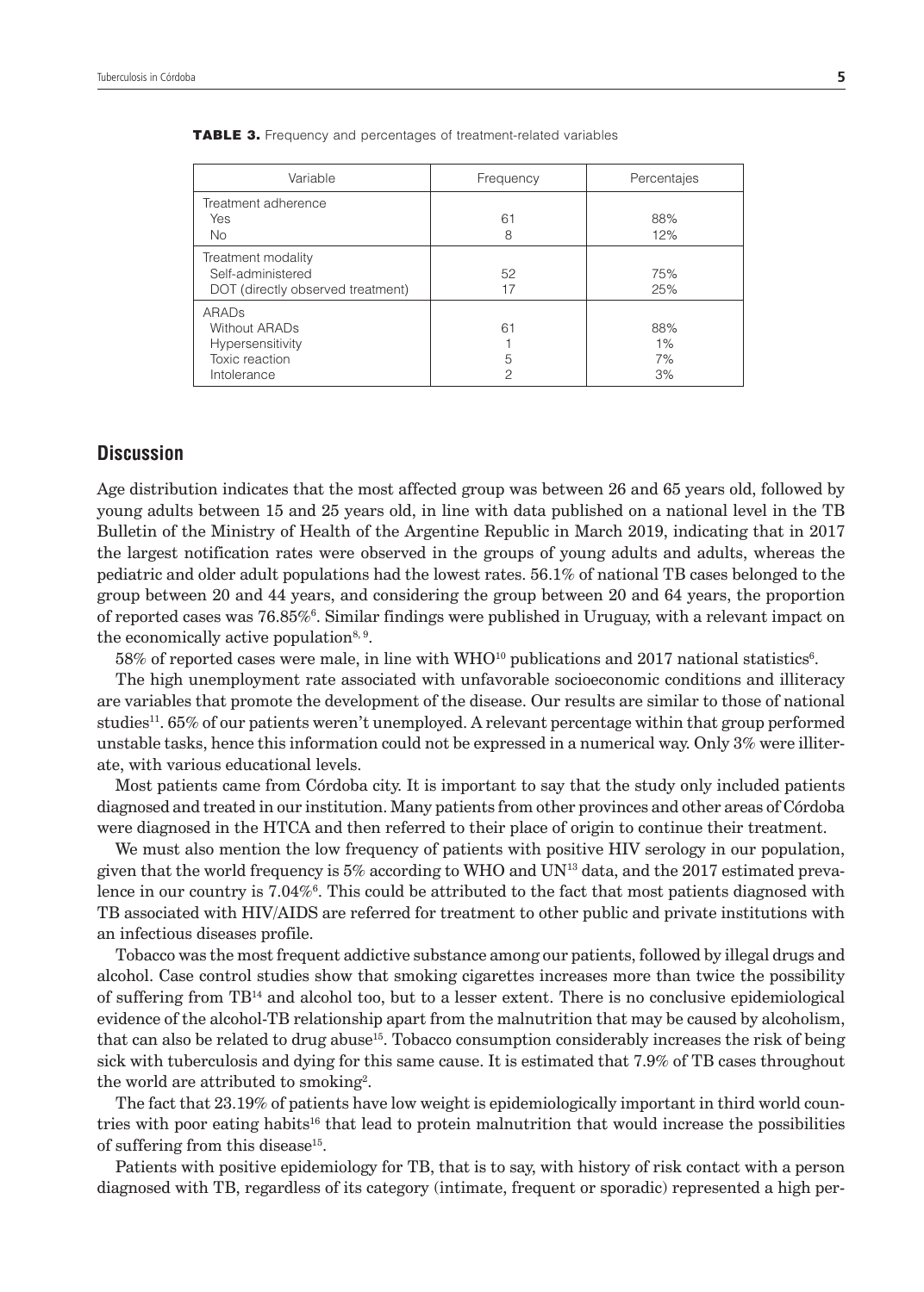**TABLE 3.** Frequency and percentages of treatment-related variables

| Variable | Frequency | Percentajes |
|---|---|---|
| Treatment adherence | | |
| Yes | 61 | 88% |
| No | 8 | 12% |
| Treatment modality | | |
| Self-administered | 52 | 75% |
| DOT (directly observed treatment) | 17 | 25% |
| ARADs | | |
| Without ARADs | 61 | 88% |
| Hypersensitivity | 1 | 1% |
| Toxic reaction | 5 | 7% |
| Intolerance | 2 | 3% |

## Discussion

Age distribution indicates that the most affected group was between 26 and 65 years old, followed by young adults between 15 and 25 years old, in line with data published on a national level in the TB Bulletin of the Ministry of Health of the Argentine Republic in March 2019, indicating that in 2017 the largest notification rates were observed in the groups of young adults and adults, whereas the pediatric and older adult populations had the lowest rates. 56.1% of national TB cases belonged to the group between 20 and 44 years, and considering the group between 20 and 64 years, the proportion of reported cases was 76.85%[6]. Similar findings were published in Uruguay, with a relevant impact on the economically active population[8, 9].

58% of reported cases were male, in line with WHO[10] publications and 2017 national statistics[6].

The high unemployment rate associated with unfavorable socioeconomic conditions and illiteracy are variables that promote the development of the disease. Our results are similar to those of national studies[11]. 65% of our patients weren't unemployed. A relevant percentage within that group performed unstable tasks, hence this information could not be expressed in a numerical way. Only 3% were illiterate, with various educational levels.

Most patients came from Córdoba city. It is important to say that the study only included patients diagnosed and treated in our institution. Many patients from other provinces and other areas of Córdoba were diagnosed in the HTCA and then referred to their place of origin to continue their treatment.

We must also mention the low frequency of patients with positive HIV serology in our population, given that the world frequency is 5% according to WHO and UN[13] data, and the 2017 estimated prevalence in our country is 7.04%[6]. This could be attributed to the fact that most patients diagnosed with TB associated with HIV/AIDS are referred for treatment to other public and private institutions with an infectious diseases profile.

Tobacco was the most frequent addictive substance among our patients, followed by illegal drugs and alcohol. Case control studies show that smoking cigarettes increases more than twice the possibility of suffering from TB[14] and alcohol too, but to a lesser extent. There is no conclusive epidemiological evidence of the alcohol-TB relationship apart from the malnutrition that may be caused by alcoholism, that can also be related to drug abuse[15]. Tobacco consumption considerably increases the risk of being sick with tuberculosis and dying for this same cause. It is estimated that 7.9% of TB cases throughout the world are attributed to smoking[2].

The fact that 23.19% of patients have low weight is epidemiologically important in third world countries with poor eating habits[16] that lead to protein malnutrition that would increase the possibilities of suffering from this disease[15].

Patients with positive epidemiology for TB, that is to say, with history of risk contact with a person diagnosed with TB, regardless of its category (intimate, frequent or sporadic) represented a high per-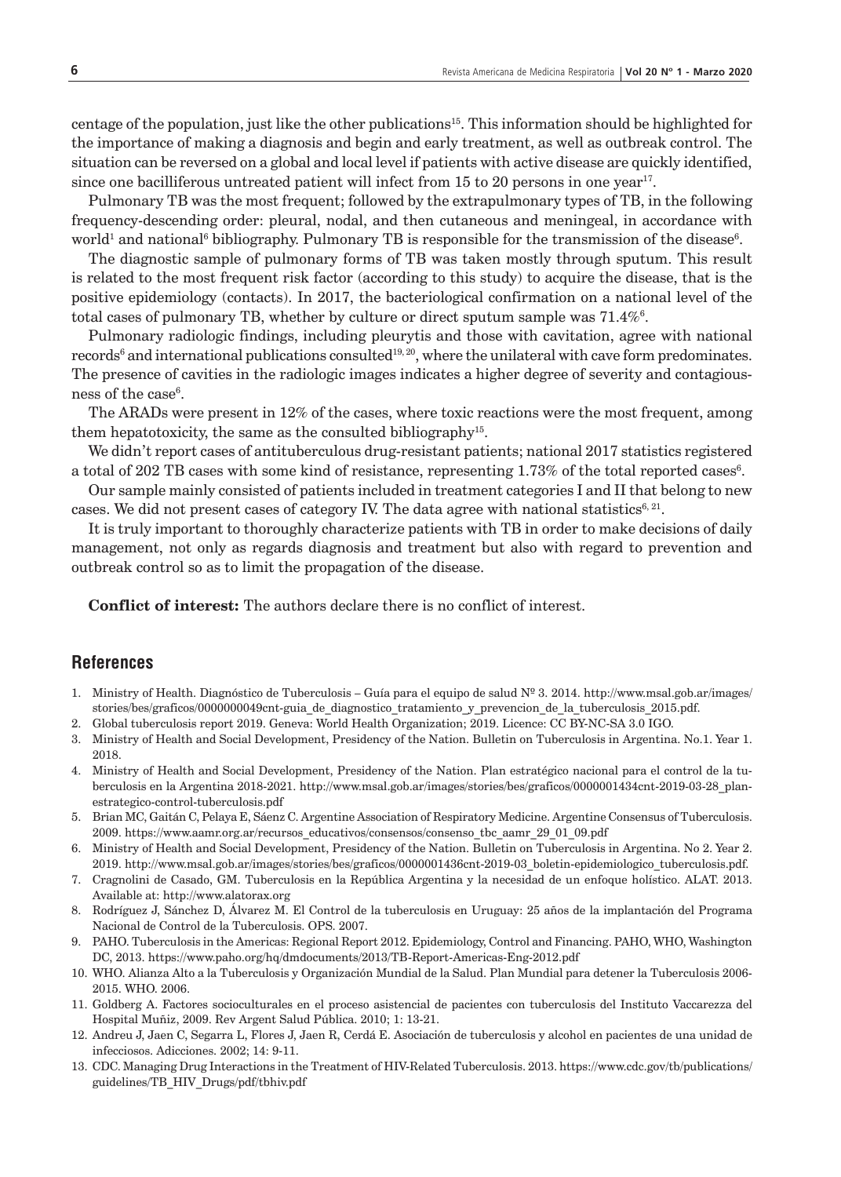centage of the population, just like the other publications[15]. This information should be highlighted for the importance of making a diagnosis and begin and early treatment, as well as outbreak control. The situation can be reversed on a global and local level if patients with active disease are quickly identified, since one bacilliferous untreated patient will infect from 15 to 20 persons in one year[17].

Pulmonary TB was the most frequent; followed by the extrapulmonary types of TB, in the following frequency-descending order: pleural, nodal, and then cutaneous and meningeal, in accordance with world[1] and national[6] bibliography. Pulmonary TB is responsible for the transmission of the disease[6].

The diagnostic sample of pulmonary forms of TB was taken mostly through sputum. This result is related to the most frequent risk factor (according to this study) to acquire the disease, that is the positive epidemiology (contacts). In 2017, the bacteriological confirmation on a national level of the total cases of pulmonary TB, whether by culture or direct sputum sample was 71.4%[6].

Pulmonary radiologic findings, including pleurytis and those with cavitation, agree with national records[6] and international publications consulted[19, 20], where the unilateral with cave form predominates. The presence of cavities in the radiologic images indicates a higher degree of severity and contagiousness of the case[6].

The ARADs were present in 12% of the cases, where toxic reactions were the most frequent, among them hepatotoxicity, the same as the consulted bibliography[15].

We didn't report cases of antituberculous drug-resistant patients; national 2017 statistics registered a total of 202 TB cases with some kind of resistance, representing 1.73% of the total reported cases[6].

Our sample mainly consisted of patients included in treatment categories I and II that belong to new cases. We did not present cases of category IV. The data agree with national statistics[6, 21].

It is truly important to thoroughly characterize patients with TB in order to make decisions of daily management, not only as regards diagnosis and treatment but also with regard to prevention and outbreak control so as to limit the propagation of the disease.

**Conflict of interest:** The authors declare there is no conflict of interest.

## References

1. Ministry of Health. Diagnóstico de Tuberculosis – Guía para el equipo de salud Nº 3. 2014. http://www.msal.gob.ar/images/stories/bes/graficos/0000000049cnt-guia_de_diagnostico_tratamiento_y_prevencion_de_la_tuberculosis_2015.pdf.
2. Global tuberculosis report 2019. Geneva: World Health Organization; 2019. Licence: CC BY-NC-SA 3.0 IGO.
3. Ministry of Health and Social Development, Presidency of the Nation. Bulletin on Tuberculosis in Argentina. No.1. Year 1. 2018.
4. Ministry of Health and Social Development, Presidency of the Nation. Plan estratégico nacional para el control de la tuberculosis en la Argentina 2018-2021. http://www.msal.gob.ar/images/stories/bes/graficos/0000001434cnt-2019-03-28_plan-estrategico-control-tuberculosis.pdf
5. Brian MC, Gaitán C, Pelaya E, Sáenz C. Argentine Association of Respiratory Medicine. Argentine Consensus of Tuberculosis. 2009. https://www.aamr.org.ar/recursos_educativos/consensos/consenso_tbc_aamr_29_01_09.pdf
6. Ministry of Health and Social Development, Presidency of the Nation. Bulletin on Tuberculosis in Argentina. No 2. Year 2. 2019. http://www.msal.gob.ar/images/stories/bes/graficos/0000001436cnt-2019-03_boletin-epidemiologico_tuberculosis.pdf.
7. Cragnolini de Casado, GM. Tuberculosis en la República Argentina y la necesidad de un enfoque holístico. ALAT. 2013. Available at: http://www.alatorax.org
8. Rodríguez J, Sánchez D, Álvarez M. El Control de la tuberculosis en Uruguay: 25 años de la implantación del Programa Nacional de Control de la Tuberculosis. OPS. 2007.
9. PAHO. Tuberculosis in the Americas: Regional Report 2012. Epidemiology, Control and Financing. PAHO, WHO, Washington DC, 2013. https://www.paho.org/hq/dmdocuments/2013/TB-Report-Americas-Eng-2012.pdf
10. WHO. Alianza Alto a la Tuberculosis y Organización Mundial de la Salud. Plan Mundial para detener la Tuberculosis 2006-2015. WHO. 2006.
11. Goldberg A. Factores socioculturales en el proceso asistencial de pacientes con tuberculosis del Instituto Vaccarezza del Hospital Muñiz, 2009. Rev Argent Salud Pública. 2010; 1: 13-21.
12. Andreu J, Jaen C, Segarra L, Flores J, Jaen R, Cerdá E. Asociación de tuberculosis y alcohol en pacientes de una unidad de infecciosos. Adicciones. 2002; 14: 9-11.
13. CDC. Managing Drug Interactions in the Treatment of HIV-Related Tuberculosis. 2013. https://www.cdc.gov/tb/publications/guidelines/TB_HIV_Drugs/pdf/tbhiv.pdf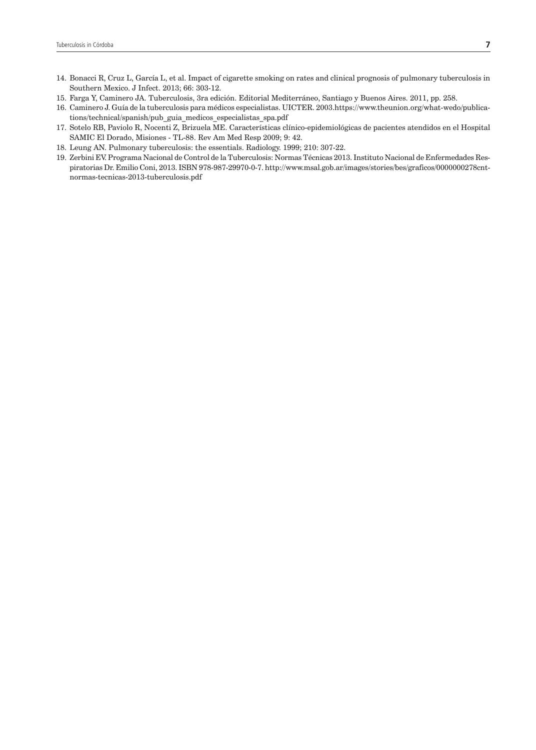14. Bonacci R, Cruz L, García L, et al. Impact of cigarette smoking on rates and clinical prognosis of pulmonary tuberculosis in Southern Mexico. J Infect. 2013; 66: 303-12.
15. Farga Y, Caminero JA. Tuberculosis, 3ra edición. Editorial Mediterráneo, Santiago y Buenos Aires. 2011, pp. 258.
16. Caminero J. Guía de la tuberculosis para médicos especialistas. UICTER. 2003.https://www.theunion.org/what-wedo/publications/technical/spanish/pub_guia_medicos_especialistas_spa.pdf
17. Sotelo RB, Paviolo R, Nocenti Z, Brizuela ME. Características clínico-epidemiológicas de pacientes atendidos en el Hospital SAMIC El Dorado, Misiones - TL-88. Rev Am Med Resp 2009; 9: 42.
18. Leung AN. Pulmonary tuberculosis: the essentials. Radiology. 1999; 210: 307-22.
19. Zerbini EV. Programa Nacional de Control de la Tuberculosis: Normas Técnicas 2013. Instituto Nacional de Enfermedades Respiratorias Dr. Emilio Coni, 2013. ISBN 978-987-29970-0-7. http://www.msal.gob.ar/images/stories/bes/graficos/0000000278cnt-normas-tecnicas-2013-tuberculosis.pdf